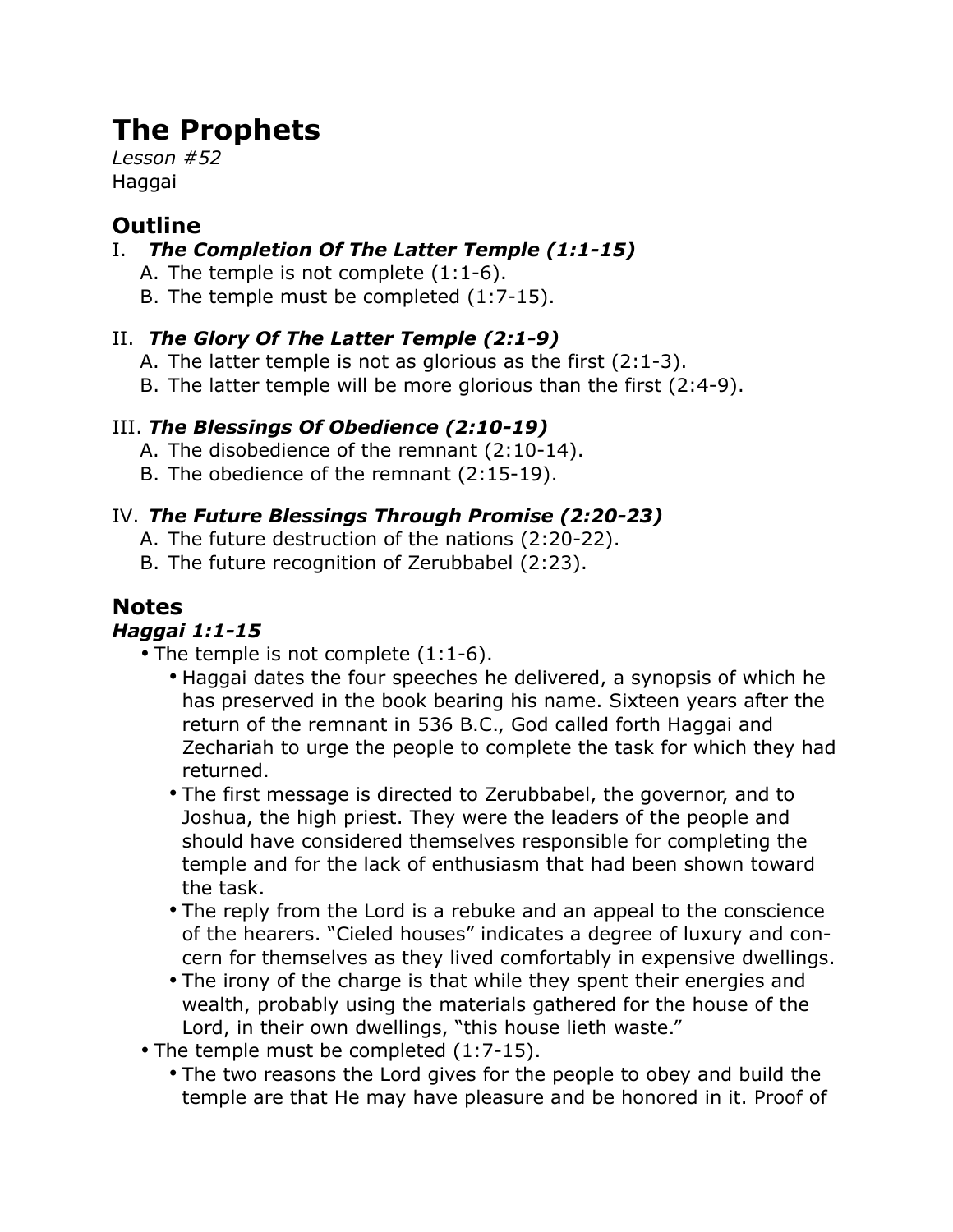# The Prophets

*Lesson #52*
Haggai

## Outline

I. ***The Completion Of The Latter Temple (1:1-15)***
   A. The temple is not complete (1:1-6).
   B. The temple must be completed (1:7-15).

II. ***The Glory Of The Latter Temple (2:1-9)***
   A. The latter temple is not as glorious as the first (2:1-3).
   B. The latter temple will be more glorious than the first (2:4-9).

III. ***The Blessings Of Obedience (2:10-19)***
   A. The disobedience of the remnant (2:10-14).
   B. The obedience of the remnant (2:15-19).

IV. ***The Future Blessings Through Promise (2:20-23)***
   A. The future destruction of the nations (2:20-22).
   B. The future recognition of Zerubbabel (2:23).

## Notes

### *Haggai 1:1-15*

- The temple is not complete (1:1-6).
  - Haggai dates the four speeches he delivered, a synopsis of which he has preserved in the book bearing his name. Sixteen years after the return of the remnant in 536 B.C., God called forth Haggai and Zechariah to urge the people to complete the task for which they had returned.
  - The first message is directed to Zerubbabel, the governor, and to Joshua, the high priest. They were the leaders of the people and should have considered themselves responsible for completing the temple and for the lack of enthusiasm that had been shown toward the task.
  - The reply from the Lord is a rebuke and an appeal to the conscience of the hearers. "Cieled houses" indicates a degree of luxury and concern for themselves as they lived comfortably in expensive dwellings.
  - The irony of the charge is that while they spent their energies and wealth, probably using the materials gathered for the house of the Lord, in their own dwellings, "this house lieth waste."
- The temple must be completed (1:7-15).
  - The two reasons the Lord gives for the people to obey and build the temple are that He may have pleasure and be honored in it. Proof of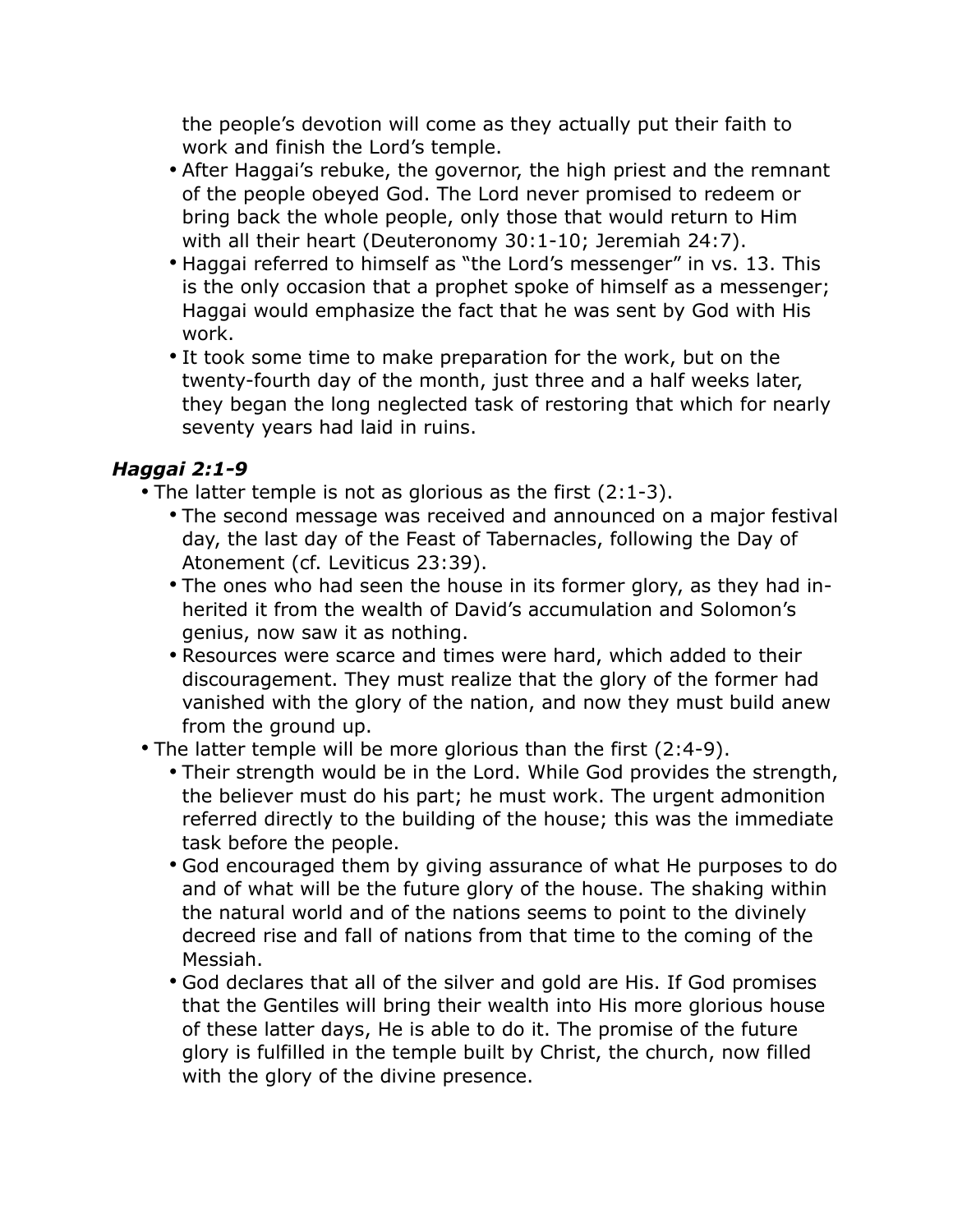the people's devotion will come as they actually put their faith to work and finish the Lord's temple.

- After Haggai's rebuke, the governor, the high priest and the remnant of the people obeyed God. The Lord never promised to redeem or bring back the whole people, only those that would return to Him with all their heart (Deuteronomy 30:1-10; Jeremiah 24:7).
- Haggai referred to himself as "the Lord's messenger" in vs. 13. This is the only occasion that a prophet spoke of himself as a messenger; Haggai would emphasize the fact that he was sent by God with His work.
- It took some time to make preparation for the work, but on the twenty-fourth day of the month, just three and a half weeks later, they began the long neglected task of restoring that which for nearly seventy years had laid in ruins.

### *Haggai 2:1-9*

- The latter temple is not as glorious as the first (2:1-3).
  - The second message was received and announced on a major festival day, the last day of the Feast of Tabernacles, following the Day of Atonement (cf. Leviticus 23:39).
  - The ones who had seen the house in its former glory, as they had inherited it from the wealth of David's accumulation and Solomon's genius, now saw it as nothing.
  - Resources were scarce and times were hard, which added to their discouragement. They must realize that the glory of the former had vanished with the glory of the nation, and now they must build anew from the ground up.
- The latter temple will be more glorious than the first (2:4-9).
  - Their strength would be in the Lord. While God provides the strength, the believer must do his part; he must work. The urgent admonition referred directly to the building of the house; this was the immediate task before the people.
  - God encouraged them by giving assurance of what He purposes to do and of what will be the future glory of the house. The shaking within the natural world and of the nations seems to point to the divinely decreed rise and fall of nations from that time to the coming of the Messiah.
  - God declares that all of the silver and gold are His. If God promises that the Gentiles will bring their wealth into His more glorious house of these latter days, He is able to do it. The promise of the future glory is fulfilled in the temple built by Christ, the church, now filled with the glory of the divine presence.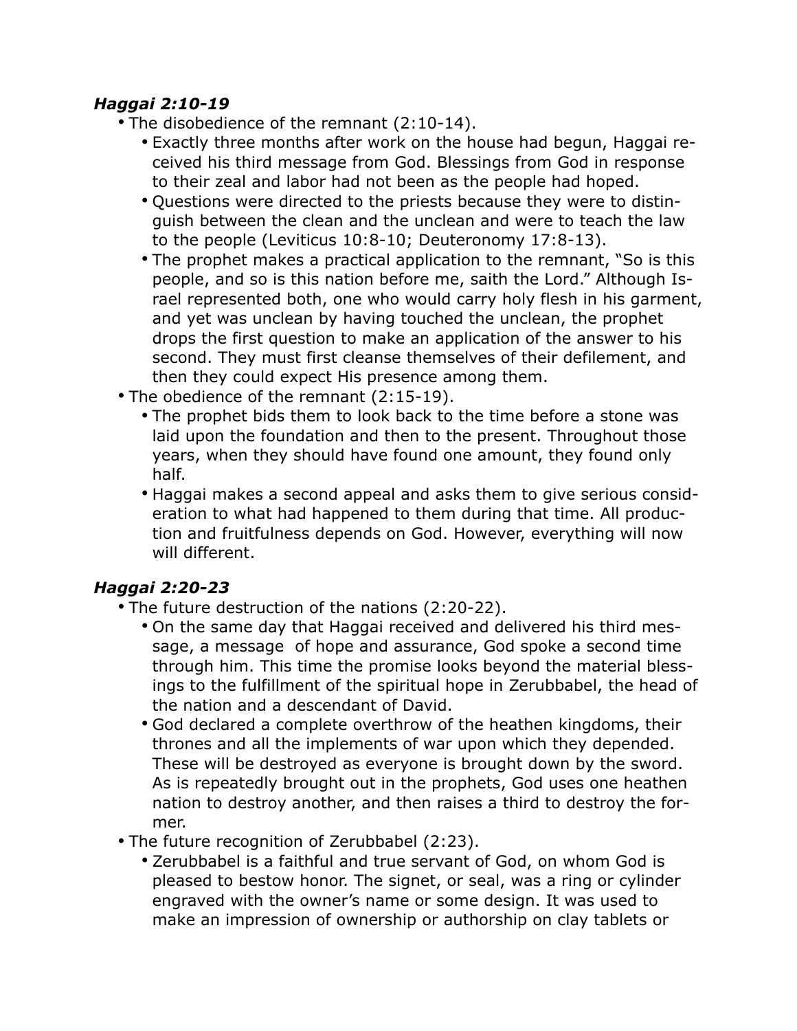### *Haggai 2:10-19*

- The disobedience of the remnant (2:10-14).
    - Exactly three months after work on the house had begun, Haggai received his third message from God. Blessings from God in response to their zeal and labor had not been as the people had hoped.
    - Questions were directed to the priests because they were to distinguish between the clean and the unclean and were to teach the law to the people (Leviticus 10:8-10; Deuteronomy 17:8-13).
    - The prophet makes a practical application to the remnant, "So is this people, and so is this nation before me, saith the Lord." Although Israel represented both, one who would carry holy flesh in his garment, and yet was unclean by having touched the unclean, the prophet drops the first question to make an application of the answer to his second. They must first cleanse themselves of their defilement, and then they could expect His presence among them.
- The obedience of the remnant (2:15-19).
    - The prophet bids them to look back to the time before a stone was laid upon the foundation and then to the present. Throughout those years, when they should have found one amount, they found only half.
    - Haggai makes a second appeal and asks them to give serious consideration to what had happened to them during that time. All production and fruitfulness depends on God. However, everything will now will different.

### *Haggai 2:20-23*

- The future destruction of the nations (2:20-22).
    - On the same day that Haggai received and delivered his third message, a message of hope and assurance, God spoke a second time through him. This time the promise looks beyond the material blessings to the fulfillment of the spiritual hope in Zerubbabel, the head of the nation and a descendant of David.
    - God declared a complete overthrow of the heathen kingdoms, their thrones and all the implements of war upon which they depended. These will be destroyed as everyone is brought down by the sword. As is repeatedly brought out in the prophets, God uses one heathen nation to destroy another, and then raises a third to destroy the former.
- The future recognition of Zerubbabel (2:23).
    - Zerubbabel is a faithful and true servant of God, on whom God is pleased to bestow honor. The signet, or seal, was a ring or cylinder engraved with the owner's name or some design. It was used to make an impression of ownership or authorship on clay tablets or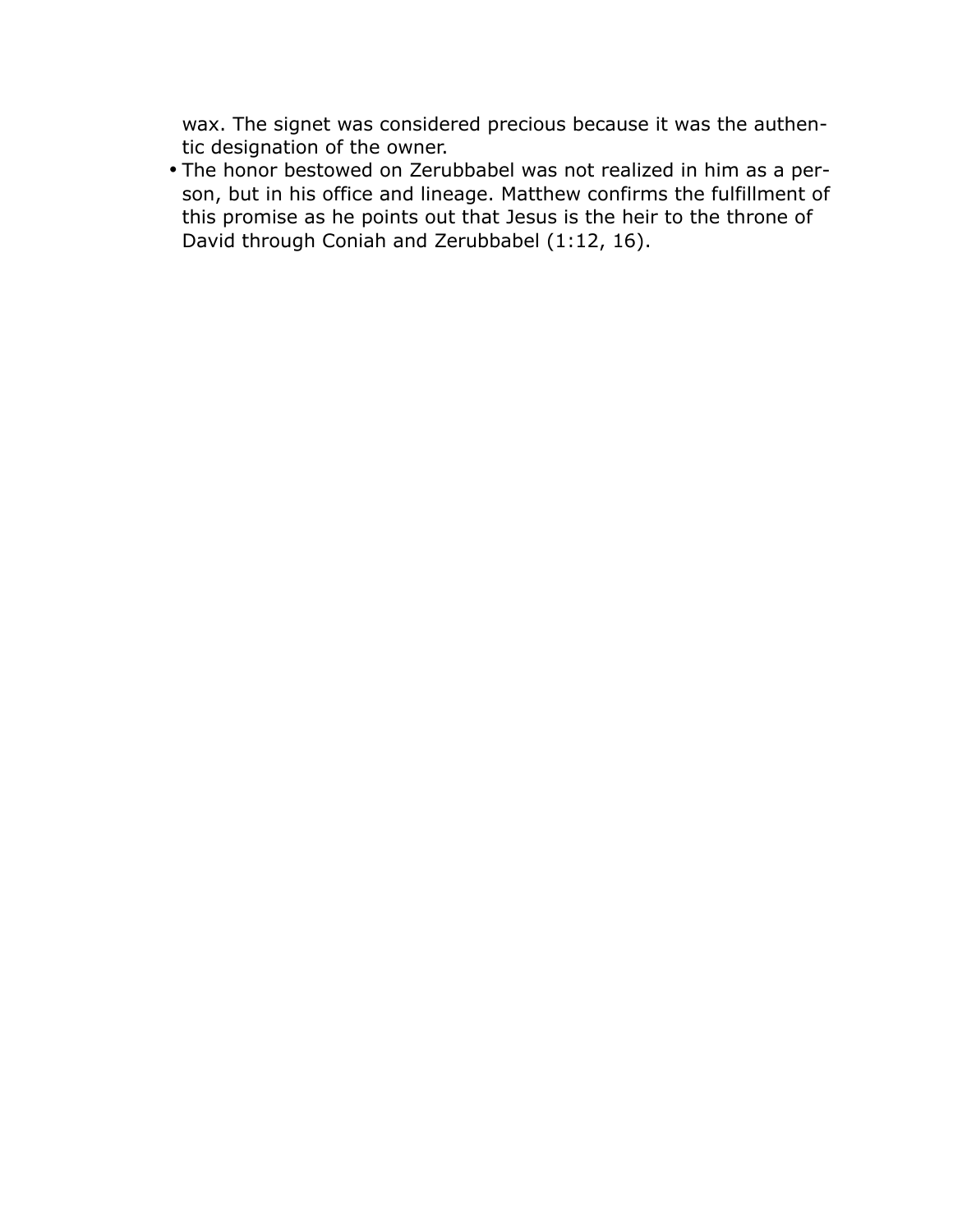wax. The signet was considered precious because it was the authentic designation of the owner.

- The honor bestowed on Zerubbabel was not realized in him as a person, but in his office and lineage. Matthew confirms the fulfillment of this promise as he points out that Jesus is the heir to the throne of David through Coniah and Zerubbabel (1:12, 16).